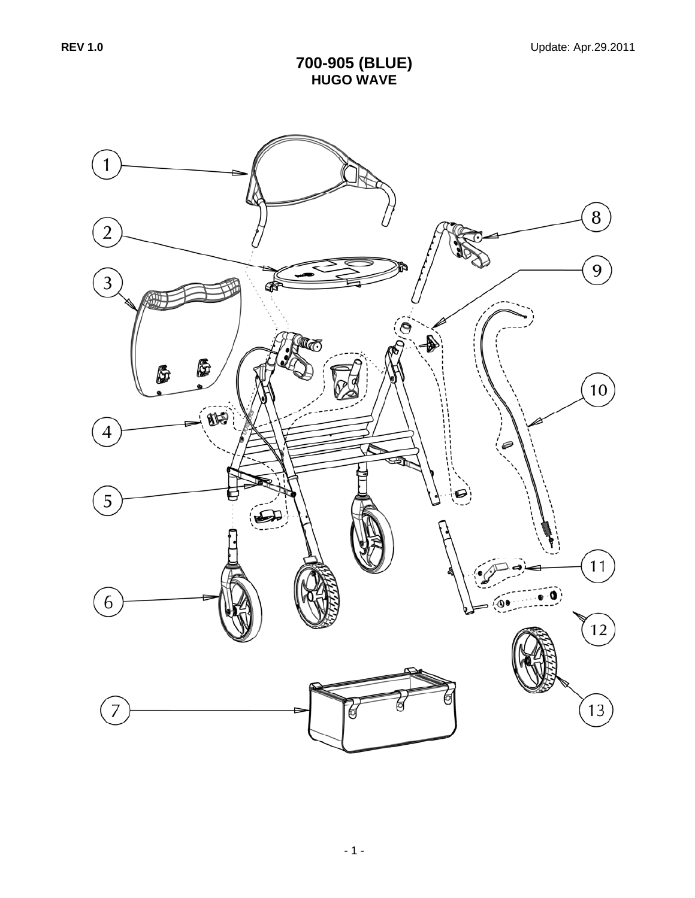REV 1.0

Update: Apr.29.2011

# 700-905 (BLUE)
## HUGO WAVE

1

2

3

4

5

6

7

8

9

10

11

12

13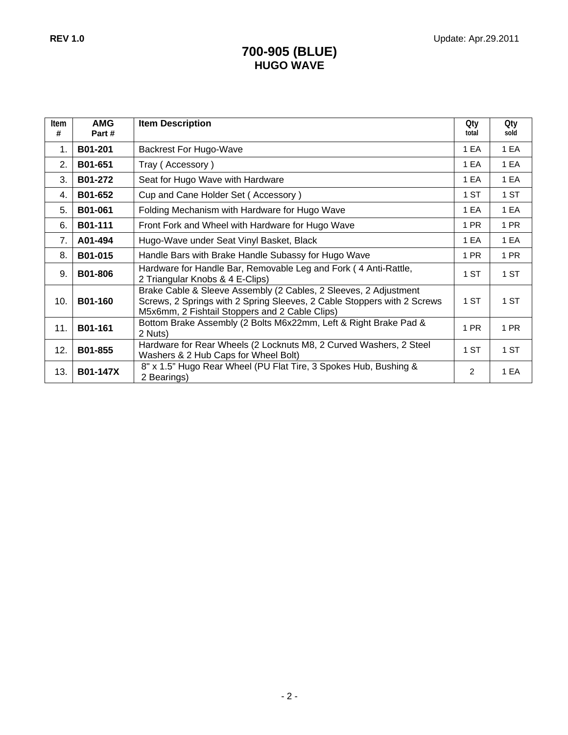REV 1.0 Update: Apr.29.2011

# 700-905 (BLUE)
## HUGO WAVE

| Item # | AMG Part # | Item Description | Qty total | Qty sold |
|---|---|---|---|---|
| 1. | **B01-201** | Backrest For Hugo-Wave | 1 EA | 1 EA |
| 2. | **B01-651** | Tray ( Accessory ) | 1 EA | 1 EA |
| 3. | **B01-272** | Seat for Hugo Wave with Hardware | 1 EA | 1 EA |
| 4. | **B01-652** | Cup and Cane Holder Set ( Accessory ) | 1 ST | 1 ST |
| 5. | **B01-061** | Folding Mechanism with Hardware for Hugo Wave | 1 EA | 1 EA |
| 6. | **B01-111** | Front Fork and Wheel with Hardware for Hugo Wave | 1 PR | 1 PR |
| 7. | **A01-494** | Hugo-Wave under Seat Vinyl Basket, Black | 1 EA | 1 EA |
| 8. | **B01-015** | Handle Bars with Brake Handle Subassy for Hugo Wave | 1 PR | 1 PR |
| 9. | **B01-806** | Hardware for Handle Bar, Removable Leg and Fork ( 4 Anti-Rattle, 2 Triangular Knobs & 4 E-Clips) | 1 ST | 1 ST |
| 10. | **B01-160** | Brake Cable & Sleeve Assembly (2 Cables, 2 Sleeves, 2 Adjustment Screws, 2 Springs with 2 Spring Sleeves, 2 Cable Stoppers with 2 Screws M5x6mm, 2 Fishtail Stoppers and 2 Cable Clips) | 1 ST | 1 ST |
| 11. | **B01-161** | Bottom Brake Assembly (2 Bolts M6x22mm, Left & Right Brake Pad & 2 Nuts) | 1 PR | 1 PR |
| 12. | **B01-855** | Hardware for Rear Wheels (2 Locknuts M8, 2 Curved Washers, 2 Steel Washers & 2 Hub Caps for Wheel Bolt) | 1 ST | 1 ST |
| 13. | **B01-147X** | 8" x 1.5" Hugo Rear Wheel (PU Flat Tire, 3 Spokes Hub, Bushing & 2 Bearings) | 2 | 1 EA |